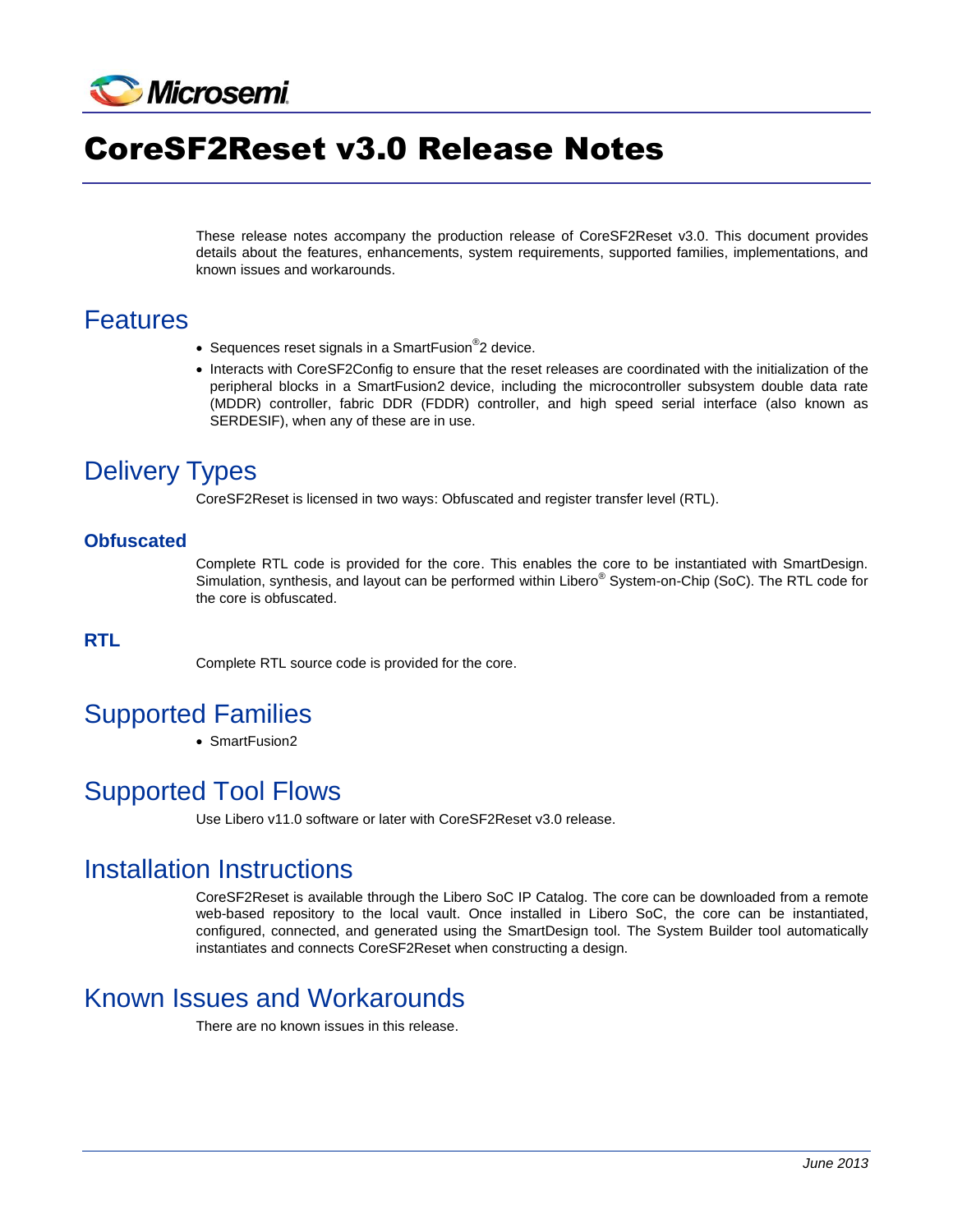# CoreSF2Reset v3.0 Release Notes

These release notes accompany the production release of CoreSF2Reset v3.0. This document provides details about the features, enhancements, system requirements, supported families, implementations, and known issues and workarounds.

## Features

- Sequences reset signals in a SmartFusion®2 device.
- Interacts with CoreSF2Config to ensure that the reset releases are coordinated with the initialization of the peripheral blocks in a SmartFusion2 device, including the microcontroller subsystem double data rate (MDDR) controller, fabric DDR (FDDR) controller, and high speed serial interface (also known as SERDESIF), when any of these are in use.

## Delivery Types

CoreSF2Reset is licensed in two ways: Obfuscated and register transfer level (RTL).

### Obfuscated

Complete RTL code is provided for the core. This enables the core to be instantiated with SmartDesign. Simulation, synthesis, and layout can be performed within Libero® System-on-Chip (SoC). The RTL code for the core is obfuscated.

### RTL

Complete RTL source code is provided for the core.

## Supported Families

- SmartFusion2

## Supported Tool Flows

Use Libero v11.0 software or later with CoreSF2Reset v3.0 release.

## Installation Instructions

CoreSF2Reset is available through the Libero SoC IP Catalog. The core can be downloaded from a remote web-based repository to the local vault. Once installed in Libero SoC, the core can be instantiated, configured, connected, and generated using the SmartDesign tool. The System Builder tool automatically instantiates and connects CoreSF2Reset when constructing a design.

## Known Issues and Workarounds

There are no known issues in this release.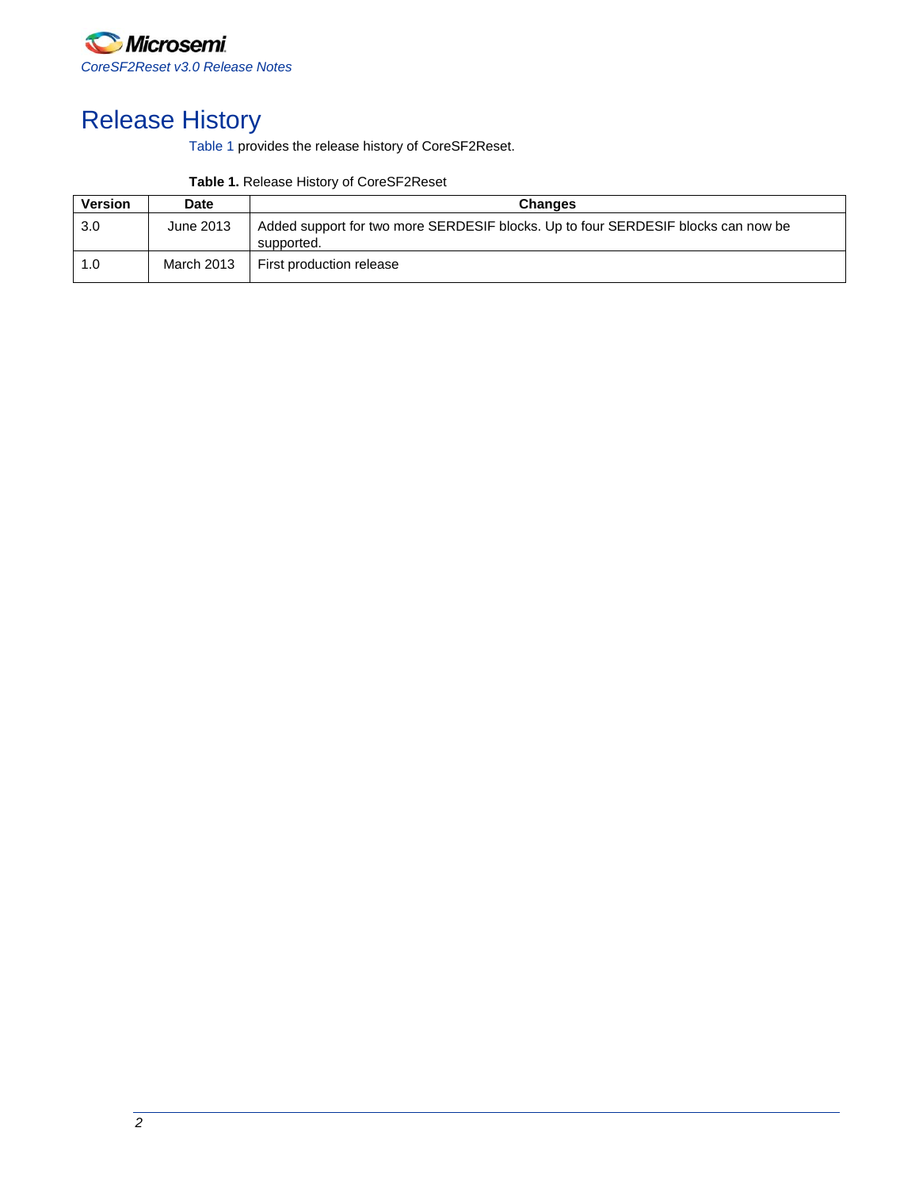# Release History

Table 1 provides the release history of CoreSF2Reset.

**Table 1.** Release History of CoreSF2Reset

| Version | Date | Changes |
|---|---|---|
| 3.0 | June 2013 | Added support for two more SERDESIF blocks. Up to four SERDESIF blocks can now be supported. |
| 1.0 | March 2013 | First production release |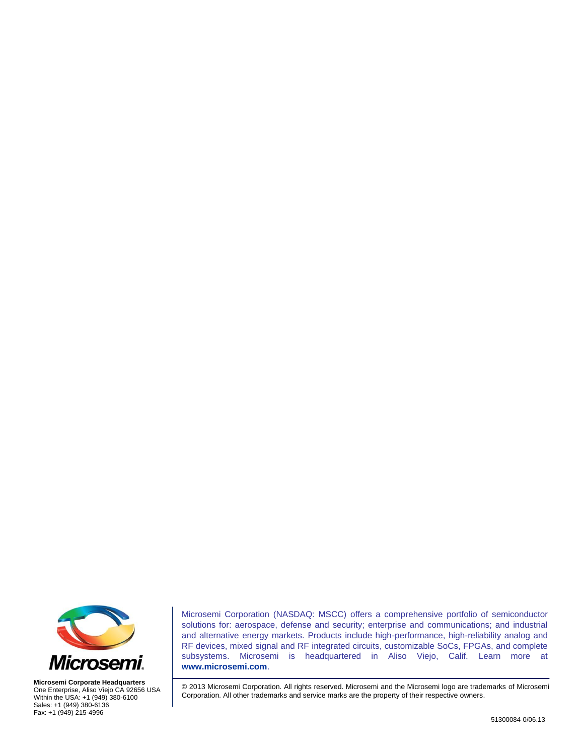**Microsemi Corporate Headquarters**
One Enterprise, Aliso Viejo CA 92656 USA
Within the USA: +1 (949) 380-6100
Sales: +1 (949) 380-6136
Fax: +1 (949) 215-4996

Microsemi Corporation (NASDAQ: MSCC) offers a comprehensive portfolio of semiconductor solutions for: aerospace, defense and security; enterprise and communications; and industrial and alternative energy markets. Products include high-performance, high-reliability analog and RF devices, mixed signal and RF integrated circuits, customizable SoCs, FPGAs, and complete subsystems. Microsemi is headquartered in Aliso Viejo, Calif. Learn more at **www.microsemi.com**.

© 2013 Microsemi Corporation. All rights reserved. Microsemi and the Microsemi logo are trademarks of Microsemi Corporation. All other trademarks and service marks are the property of their respective owners.

51300084-0/06.13